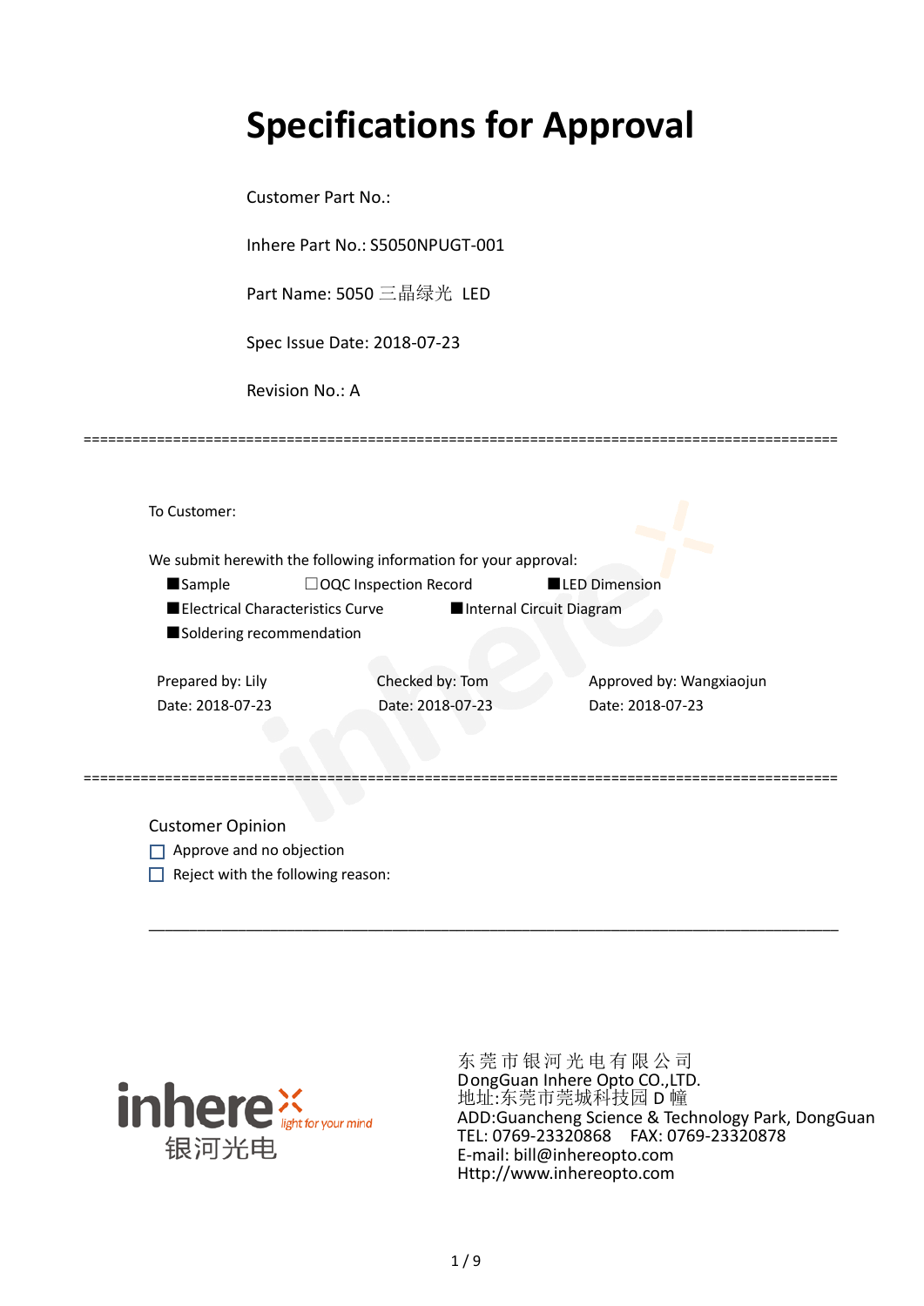# Specifications for Approval

Customer Part No.:

Inhere Part No.: S5050NPUGT-001

Part Name: 5050 三晶绿光 LED

Spec Issue Date: 2018-07-23

Revision No.: A

==========================================================================================

To Customer:

We submit herewith the following information for your approval:

■Sample ☐OQC Inspection Record ■LED Dimension

■Electrical Characteristics Curve ■Internal Circuit Diagram

■Soldering recommendation

| Prepared by: Lily | Checked by: Tom | Approved by: Wangxiaojun |
|---|---|---|
| Date: 2018-07-23 | Date: 2018-07-23 | Date: 2018-07-23 |

==========================================================================================

Customer Opinion

☐ Approve and no objection

☐ Reject with the following reason:

______________________________________________________________________________

inhere light for your mind
银河光电

东莞市银河光电有限公司
DongGuan Inhere Opto CO.,LTD.
地址:东莞市莞城科技园 D 幢
ADD:Guancheng Science & Technology Park, DongGuan
TEL: 0769-23320868 FAX: 0769-23320878
E-mail: bill@inhereopto.com
Http://www.inhereopto.com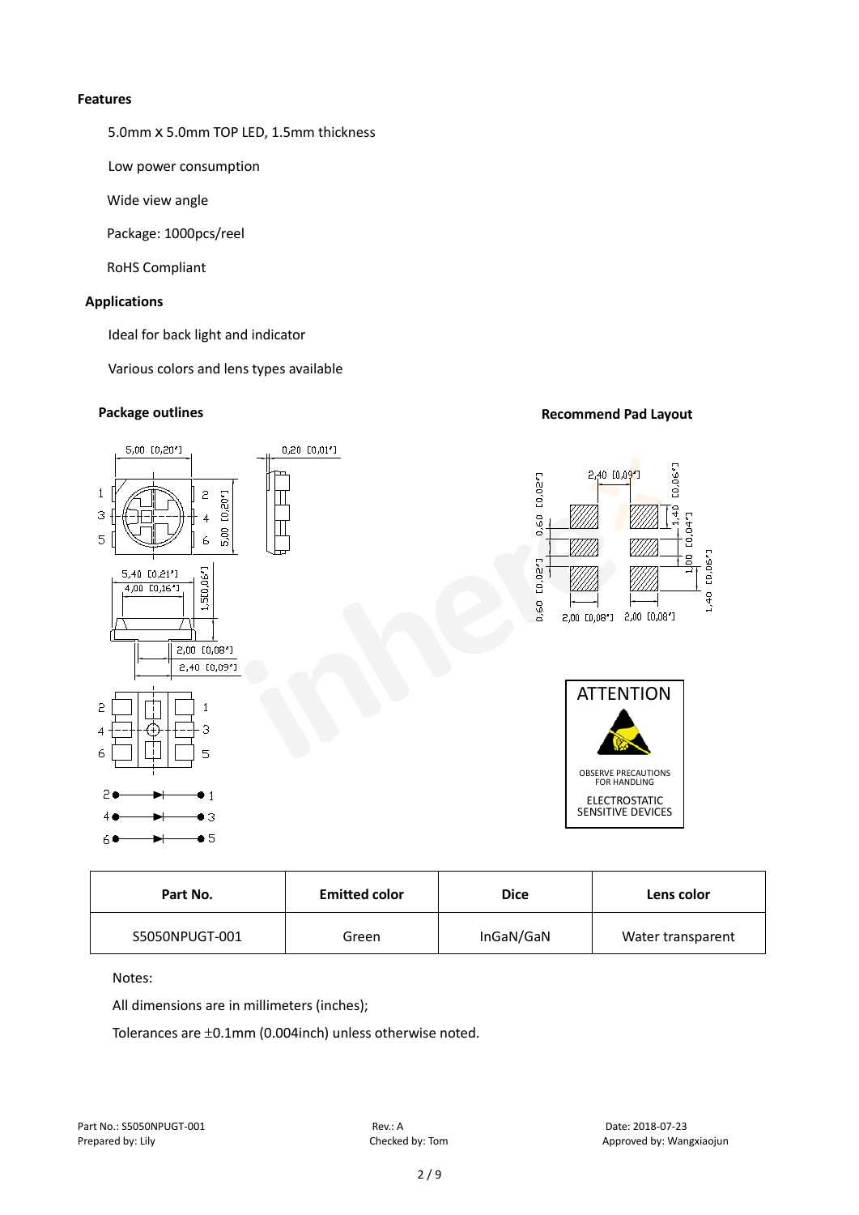## Features

5.0mm x 5.0mm TOP LED, 1.5mm thickness

Low power consumption

Wide view angle

Package: 1000pcs/reel

RoHS Compliant

## Applications

Ideal for back light and indicator

Various colors and lens types available

**Package outlines**

**Recommend Pad Layout**

ATTENTION

OBSERVE PRECAUTIONS FOR HANDLING

ELECTROSTATIC SENSITIVE DEVICES

| Part No. | Emitted color | Dice | Lens color |
| --- | --- | --- | --- |
| S5050NPUGT-001 | Green | InGaN/GaN | Water transparent |

Notes:

All dimensions are in millimeters (inches);

Tolerances are ±0.1mm (0.004inch) unless otherwise noted.

Part No.: S5050NPUGT-001 Rev.: A Date: 2018-07-23

Prepared by: Lily Checked by: Tom Approved by: Wangxiaojun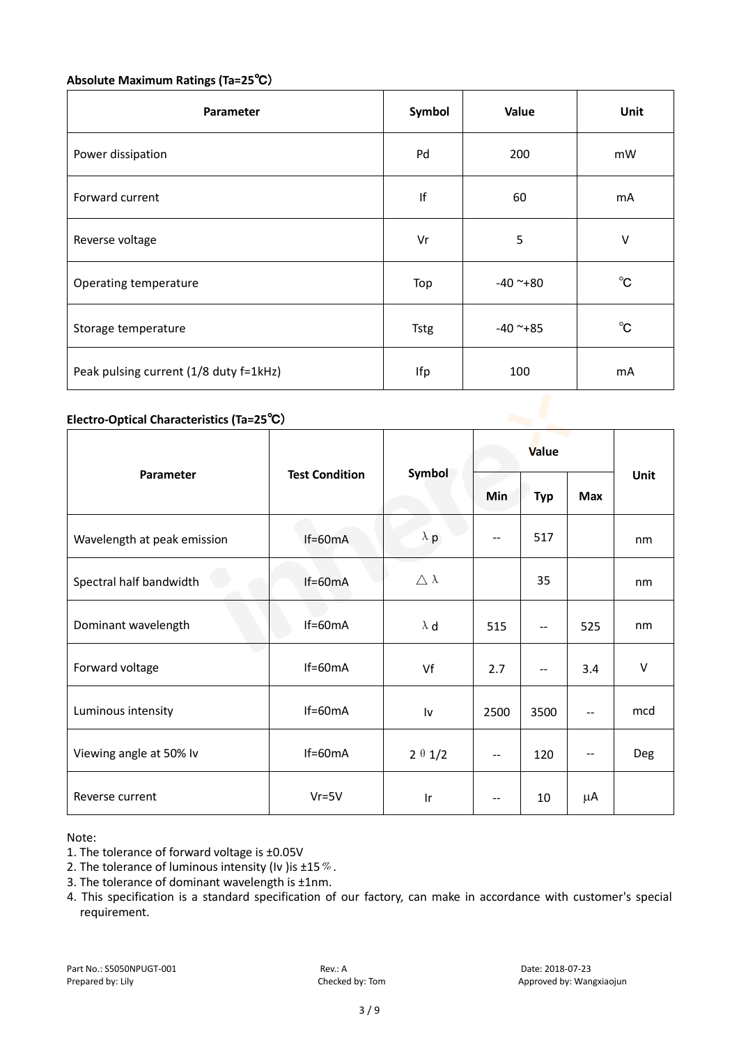**Absolute Maximum Ratings (Ta=25℃)**

| Parameter | Symbol | Value | Unit |
|---|---|---|---|
| Power dissipation | Pd | 200 | mW |
| Forward current | If | 60 | mA |
| Reverse voltage | Vr | 5 | V |
| Operating temperature | Top | -40 ~+80 | ℃ |
| Storage temperature | Tstg | -40 ~+85 | ℃ |
| Peak pulsing current (1/8 duty f=1kHz) | Ifp | 100 | mA |

**Electro-Optical Characteristics (Ta=25℃)**

| Parameter | Test Condition | Symbol | Value | | | Unit |
|---|---|---|---|---|---|---|
| | | | Min | Typ | Max | |
| Wavelength at peak emission | If=60mA | λp | -- | 517 | | nm |
| Spectral half bandwidth | If=60mA | △λ | | 35 | | nm |
| Dominant wavelength | If=60mA | λd | 515 | -- | 525 | nm |
| Forward voltage | If=60mA | Vf | 2.7 | -- | 3.4 | V |
| Luminous intensity | If=60mA | Iv | 2500 | 3500 | -- | mcd |
| Viewing angle at 50% Iv | If=60mA | 2θ1/2 | -- | 120 | -- | Deg |
| Reverse current | Vr=5V | Ir | -- | 10 | μA | |

Note:

1. The tolerance of forward voltage is ±0.05V
2. The tolerance of luminous intensity (Iv )is ±15％.
3. The tolerance of dominant wavelength is ±1nm.
4. This specification is a standard specification of our factory, can make in accordance with customer's special requirement.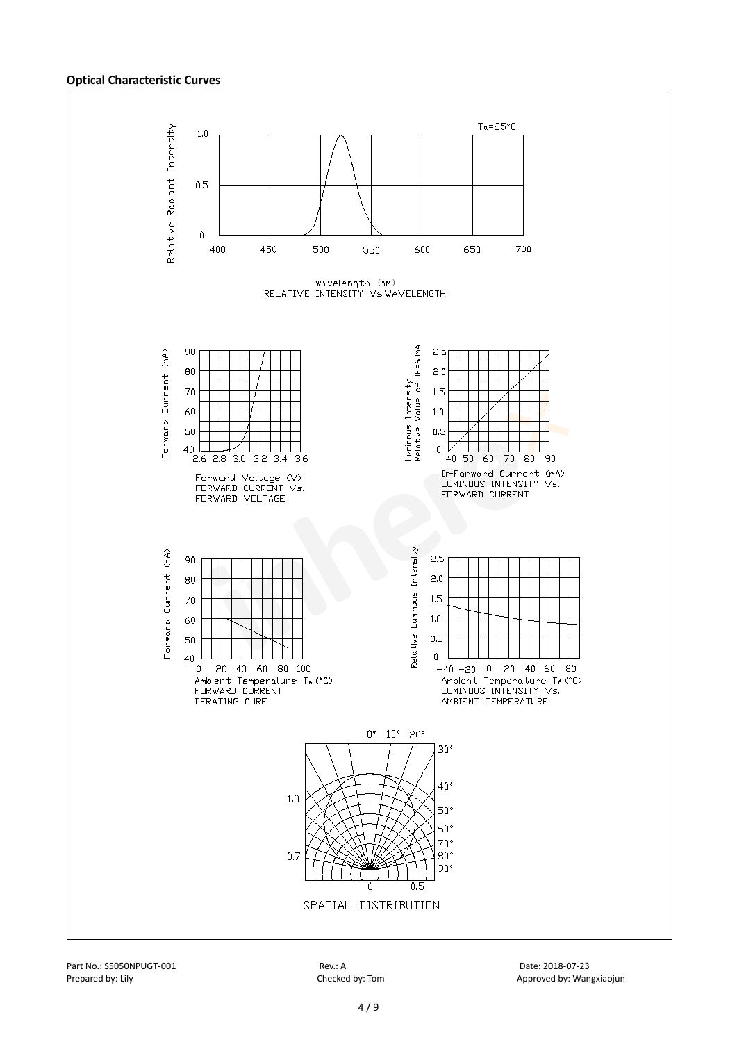**Optical Characteristic Curves**

Ta=25°C

Relative Radiant Intensity

wavelength (nm)
RELATIVE INTENSITY Vs.WAVELENGTH

Forward Current (mA)

Forward Voltage (V)
FORWARD CURRENT Vs.
FORWARD VOLTAGE

Luminous Intensity
Relative Value of IF=60mA

IF-Forward Current (mA)
LUMINOUS INTENSITY Vs.
FORWARD CURRENT

Forward Current (mA)

Ambient Temperature TA(°C)
FORWARD CURRENT
DERATING CURE

Relative Luminous Intensity

Ambient Temperature TA(°C)
LUMINOUS INTENSITY Vs.
AMBIENT TEMPERATURE

SPATIAL DISTRIBUTION

Part No.: S5050NPUGT-001 | Rev.: A | Date: 2018-07-23
Prepared by: Lily | Checked by: Tom | Approved by: Wangxiaojun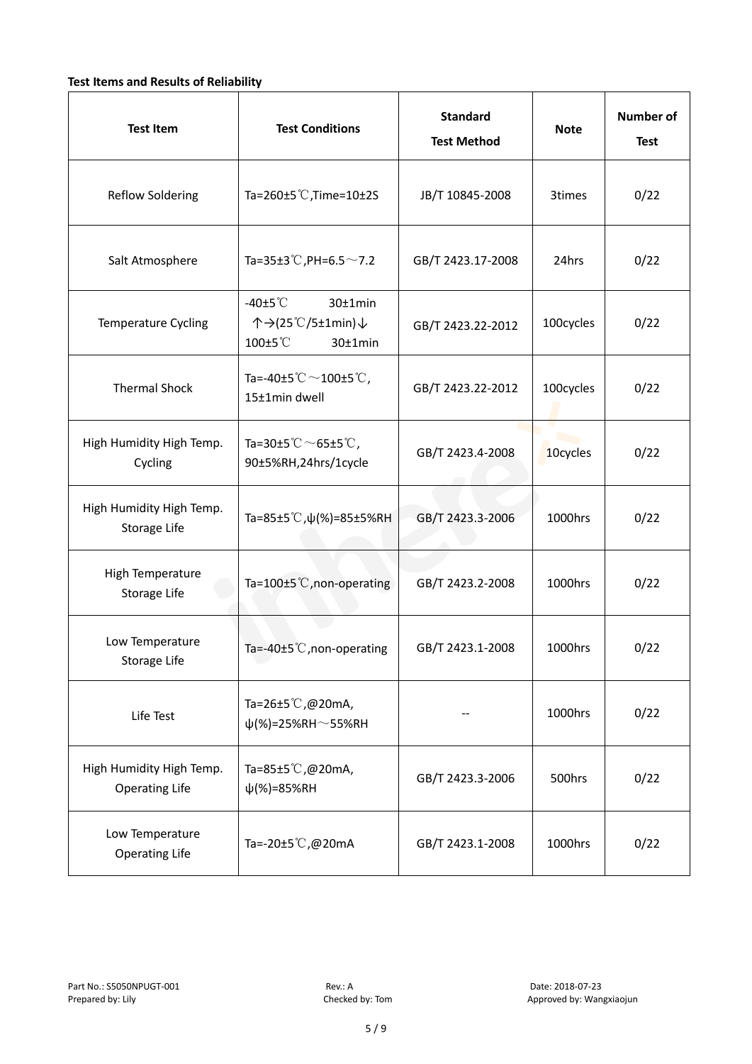**Test Items and Results of Reliability**

| Test Item | Test Conditions | Standard Test Method | Note | Number of Test |
|---|---|---|---|---|
| Reflow Soldering | Ta=260±5℃,Time=10±2S | JB/T 10845-2008 | 3times | 0/22 |
| Salt Atmosphere | Ta=35±3℃,PH=6.5～7.2 | GB/T 2423.17-2008 | 24hrs | 0/22 |
| Temperature Cycling | -40±5℃ 30±1min ↑→(25℃/5±1min)↓ 100±5℃ 30±1min | GB/T 2423.22-2012 | 100cycles | 0/22 |
| Thermal Shock | Ta=-40±5℃～100±5℃, 15±1min dwell | GB/T 2423.22-2012 | 100cycles | 0/22 |
| High Humidity High Temp. Cycling | Ta=30±5℃～65±5℃, 90±5%RH,24hrs/1cycle | GB/T 2423.4-2008 | 10cycles | 0/22 |
| High Humidity High Temp. Storage Life | Ta=85±5℃,ψ(%)=85±5%RH | GB/T 2423.3-2006 | 1000hrs | 0/22 |
| High Temperature Storage Life | Ta=100±5℃,non-operating | GB/T 2423.2-2008 | 1000hrs | 0/22 |
| Low Temperature Storage Life | Ta=-40±5℃,non-operating | GB/T 2423.1-2008 | 1000hrs | 0/22 |
| Life Test | Ta=26±5℃,@20mA, ψ(%)=25%RH～55%RH | -- | 1000hrs | 0/22 |
| High Humidity High Temp. Operating Life | Ta=85±5℃,@20mA, ψ(%)=85%RH | GB/T 2423.3-2006 | 500hrs | 0/22 |
| Low Temperature Operating Life | Ta=-20±5℃,@20mA | GB/T 2423.1-2008 | 1000hrs | 0/22 |

Part No.: S5050NPUGT-001　　Rev.: A　　Date: 2018-07-23
Prepared by: Lily　　Checked by: Tom　　Approved by: Wangxiaojun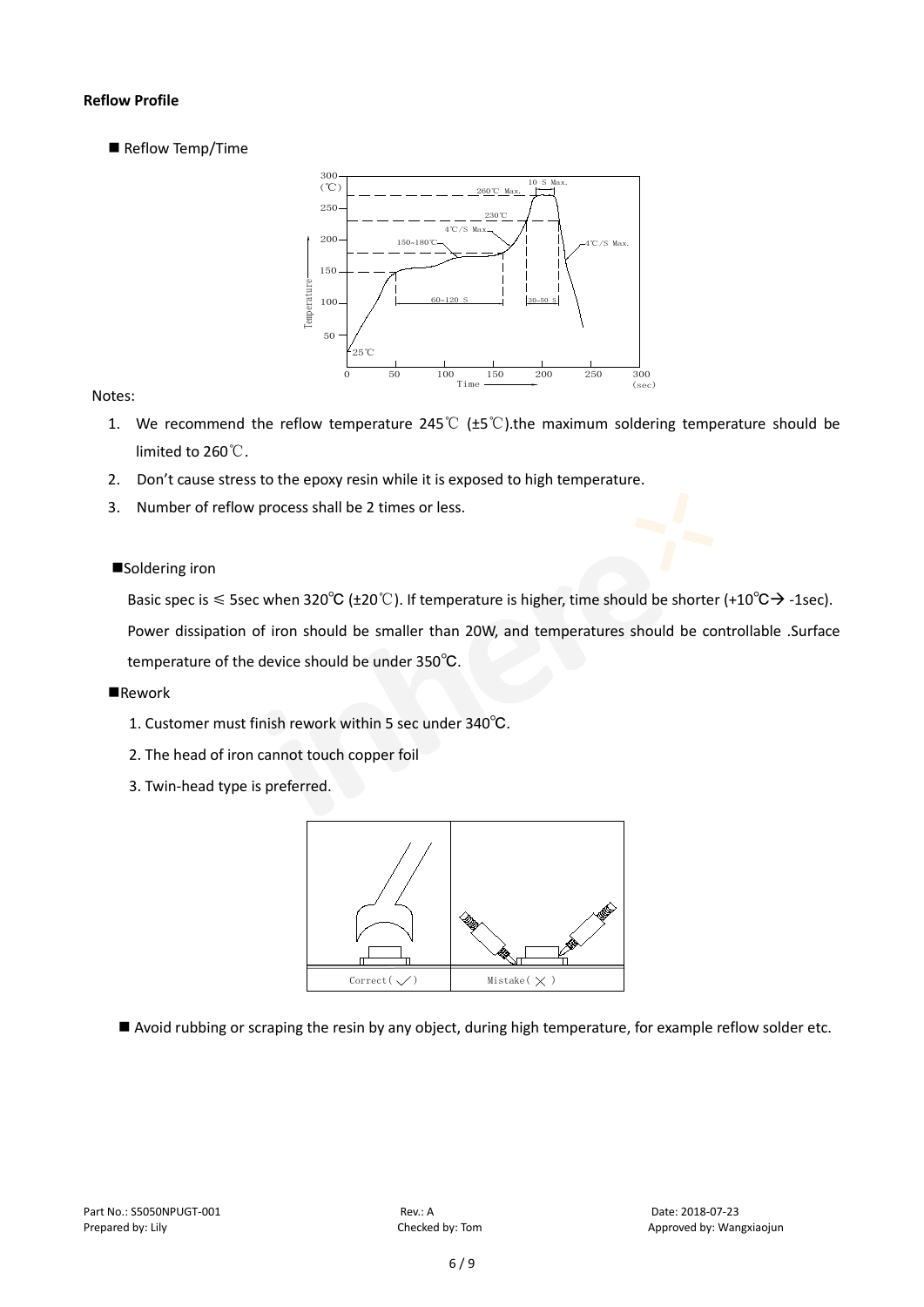**Reflow Profile**

■ Reflow Temp/Time

Notes:

1. We recommend the reflow temperature 245℃ (±5℃).the maximum soldering temperature should be limited to 260℃.
2. Don't cause stress to the epoxy resin while it is exposed to high temperature.
3. Number of reflow process shall be 2 times or less.

■Soldering iron

Basic spec is ≤ 5sec when 320℃ (±20℃). If temperature is higher, time should be shorter (+10℃→ -1sec). Power dissipation of iron should be smaller than 20W, and temperatures should be controllable .Surface temperature of the device should be under 350℃.

■Rework

1. Customer must finish rework within 5 sec under 340℃.
2. The head of iron cannot touch copper foil
3. Twin-head type is preferred.

■ Avoid rubbing or scraping the resin by any object, during high temperature, for example reflow solder etc.

Part No.: S5050NPUGT-001 Rev.: A Date: 2018-07-23
Prepared by: Lily Checked by: Tom Approved by: Wangxiaojun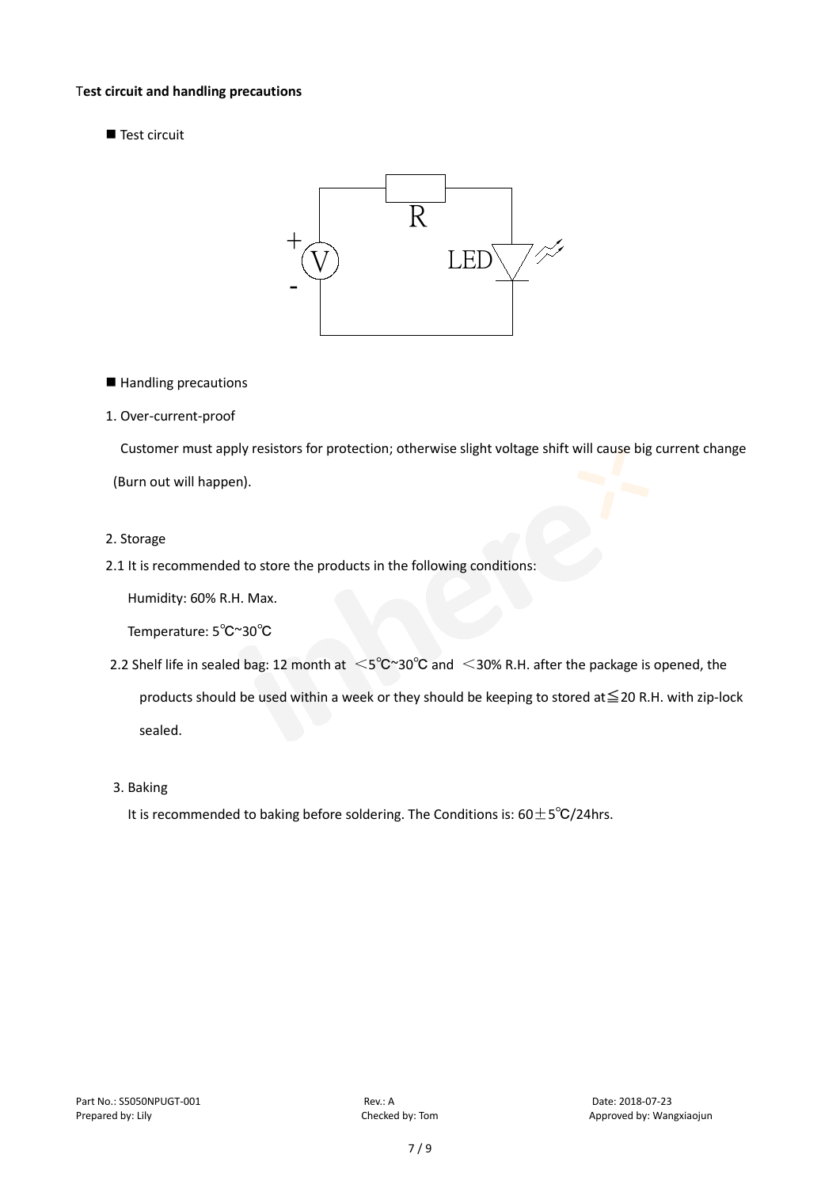**Test circuit and handling precautions**

■ Test circuit

■ Handling precautions

1. Over-current-proof

   Customer must apply resistors for protection; otherwise slight voltage shift will cause big current change (Burn out will happen).

2. Storage

2.1 It is recommended to store the products in the following conditions:

   Humidity: 60% R.H. Max.

   Temperature: 5℃~30℃

2.2 Shelf life in sealed bag: 12 month at ＜5℃~30℃ and ＜30% R.H. after the package is opened, the products should be used within a week or they should be keeping to stored at≦20 R.H. with zip-lock sealed.

3. Baking

   It is recommended to baking before soldering. The Conditions is: 60±5℃/24hrs.

Part No.: S5050NPUGT-001　　Rev.: A　　Date: 2018-07-23

Prepared by: Lily　　Checked by: Tom　　Approved by: Wangxiaojun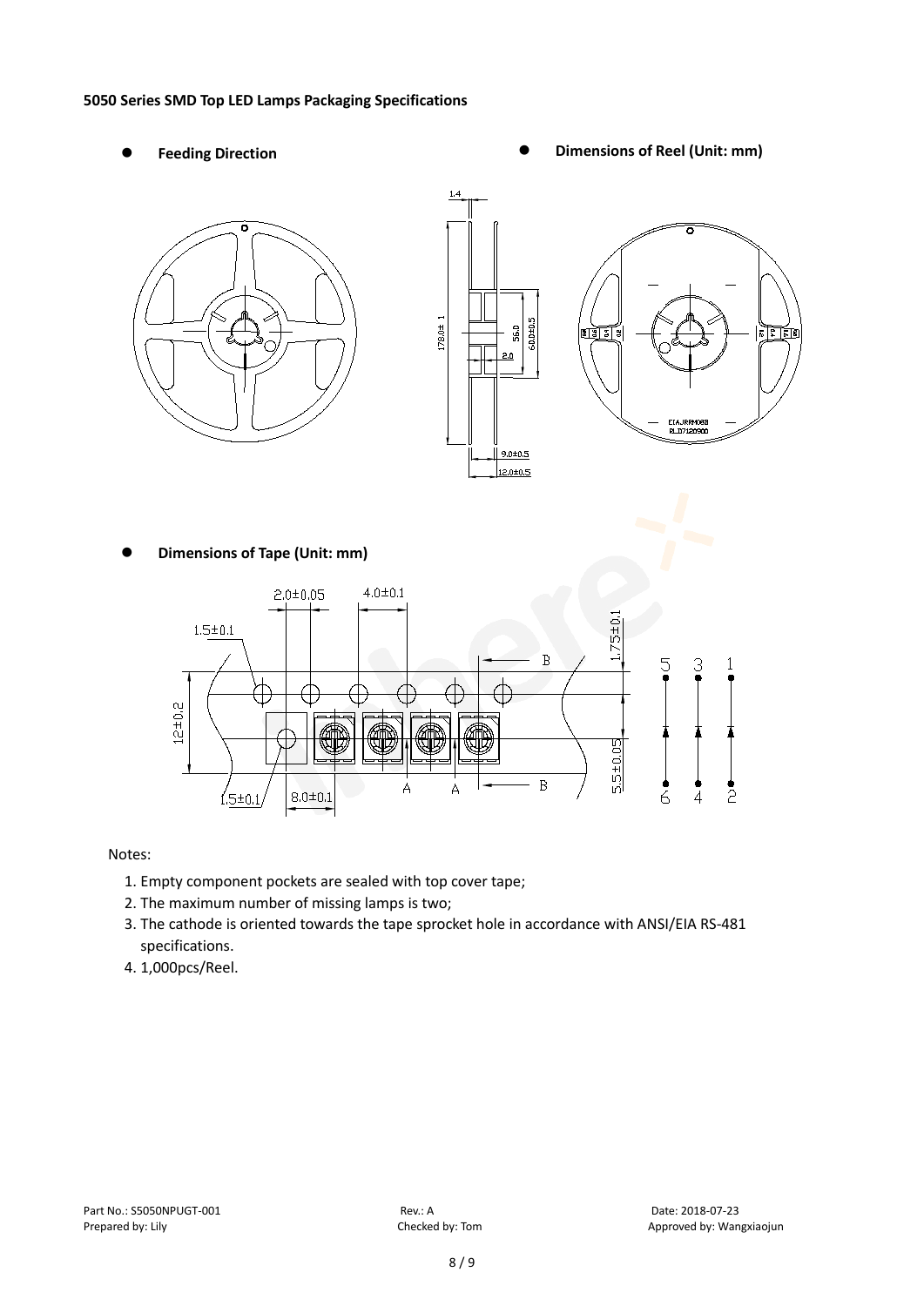**5050 Series SMD Top LED Lamps Packaging Specifications**

- **Feeding Direction**
- **Dimensions of Reel (Unit: mm)**
- **Dimensions of Tape (Unit: mm)**

Notes:

1. Empty component pockets are sealed with top cover tape;
2. The maximum number of missing lamps is two;
3. The cathode is oriented towards the tape sprocket hole in accordance with ANSI/EIA RS-481 specifications.
4. 1,000pcs/Reel.

Part No.: S5050NPUGT-001 Rev.: A Date: 2018-07-23
Prepared by: Lily Checked by: Tom Approved by: Wangxiaojun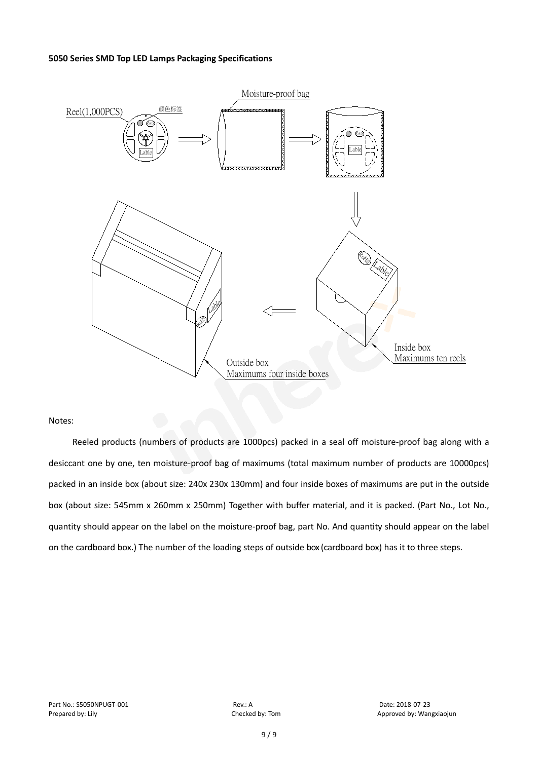**5050 Series SMD Top LED Lamps Packaging Specifications**

Moisture-proof bag

Reel(1,000PCS)

顏色标签

Lable

Inside box
Maximums ten reels

Outside box
Maximums four inside boxes

Notes:

Reeled products (numbers of products are 1000pcs) packed in a seal off moisture-proof bag along with a desiccant one by one, ten moisture-proof bag of maximums (total maximum number of products are 10000pcs) packed in an inside box (about size: 240x 230x 130mm) and four inside boxes of maximums are put in the outside box (about size: 545mm x 260mm x 250mm) Together with buffer material, and it is packed. (Part No., Lot No., quantity should appear on the label on the moisture-proof bag, part No. And quantity should appear on the label on the cardboard box.) The number of the loading steps of outside box (cardboard box) has it to three steps.

Part No.: S5050NPUGT-001 Rev.: A Date: 2018-07-23

Prepared by: Lily Checked by: Tom Approved by: Wangxiaojun